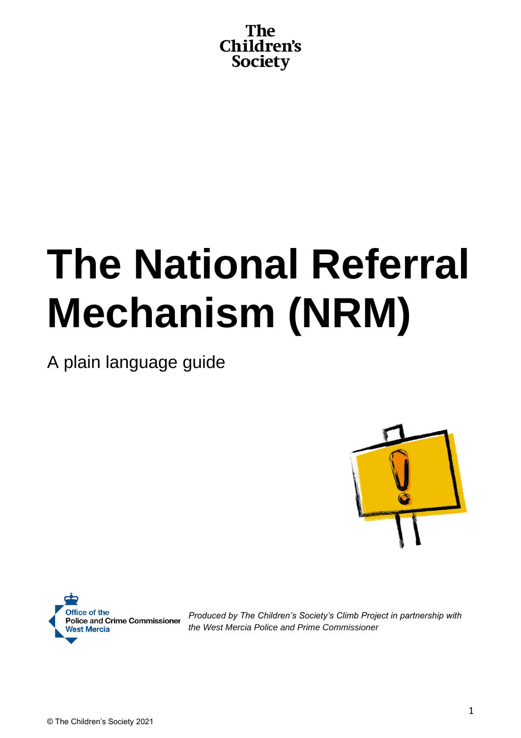The Children's Society

# The National Referral Mechanism (NRM)

A plain language guide

Office of the Police and Crime Commissioner West Mercia

*Produced by The Children's Society's Climb Project in partnership with the West Mercia Police and Prime Commissioner*

© The Children's Society 2021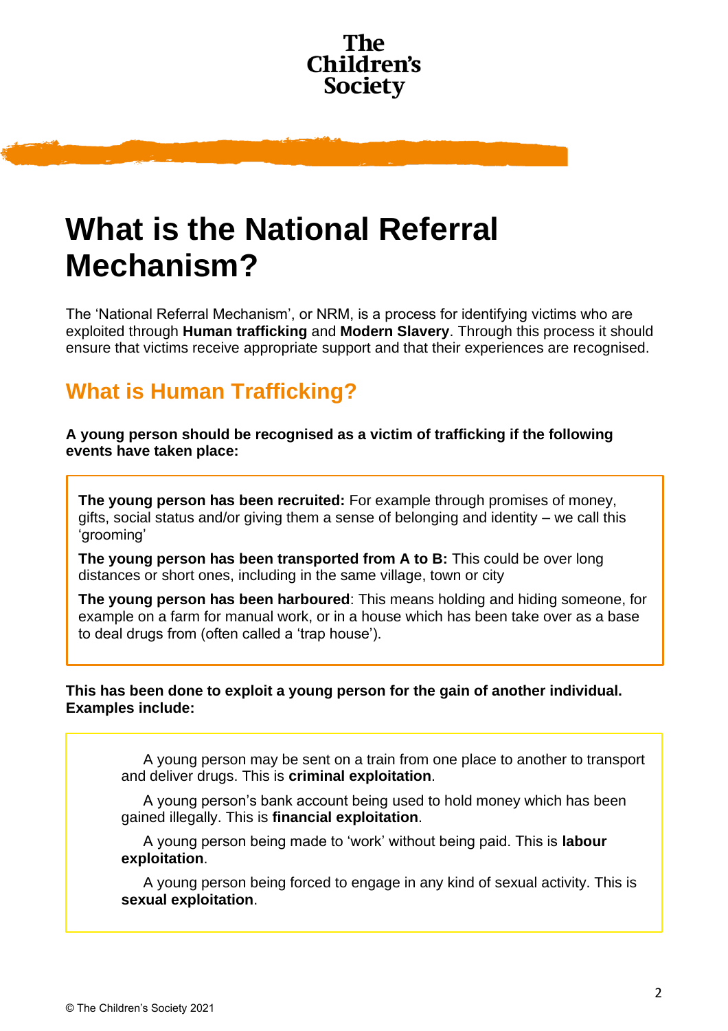The Children's Society

# What is the National Referral Mechanism?

The 'National Referral Mechanism', or NRM, is a process for identifying victims who are exploited through **Human trafficking** and **Modern Slavery**. Through this process it should ensure that victims receive appropriate support and that their experiences are recognised.

## What is Human Trafficking?

**A young person should be recognised as a victim of trafficking if the following events have taken place:**

**The young person has been recruited:** For example through promises of money, gifts, social status and/or giving them a sense of belonging and identity – we call this 'grooming'

**The young person has been transported from A to B:** This could be over long distances or short ones, including in the same village, town or city

**The young person has been harboured**: This means holding and hiding someone, for example on a farm for manual work, or in a house which has been take over as a base to deal drugs from (often called a 'trap house').

**This has been done to exploit a young person for the gain of another individual. Examples include:**

A young person may be sent on a train from one place to another to transport and deliver drugs. This is **criminal exploitation**.

A young person's bank account being used to hold money which has been gained illegally. This is **financial exploitation**.

A young person being made to 'work' without being paid. This is **labour exploitation**.

A young person being forced to engage in any kind of sexual activity. This is **sexual exploitation**.

© The Children's Society 2021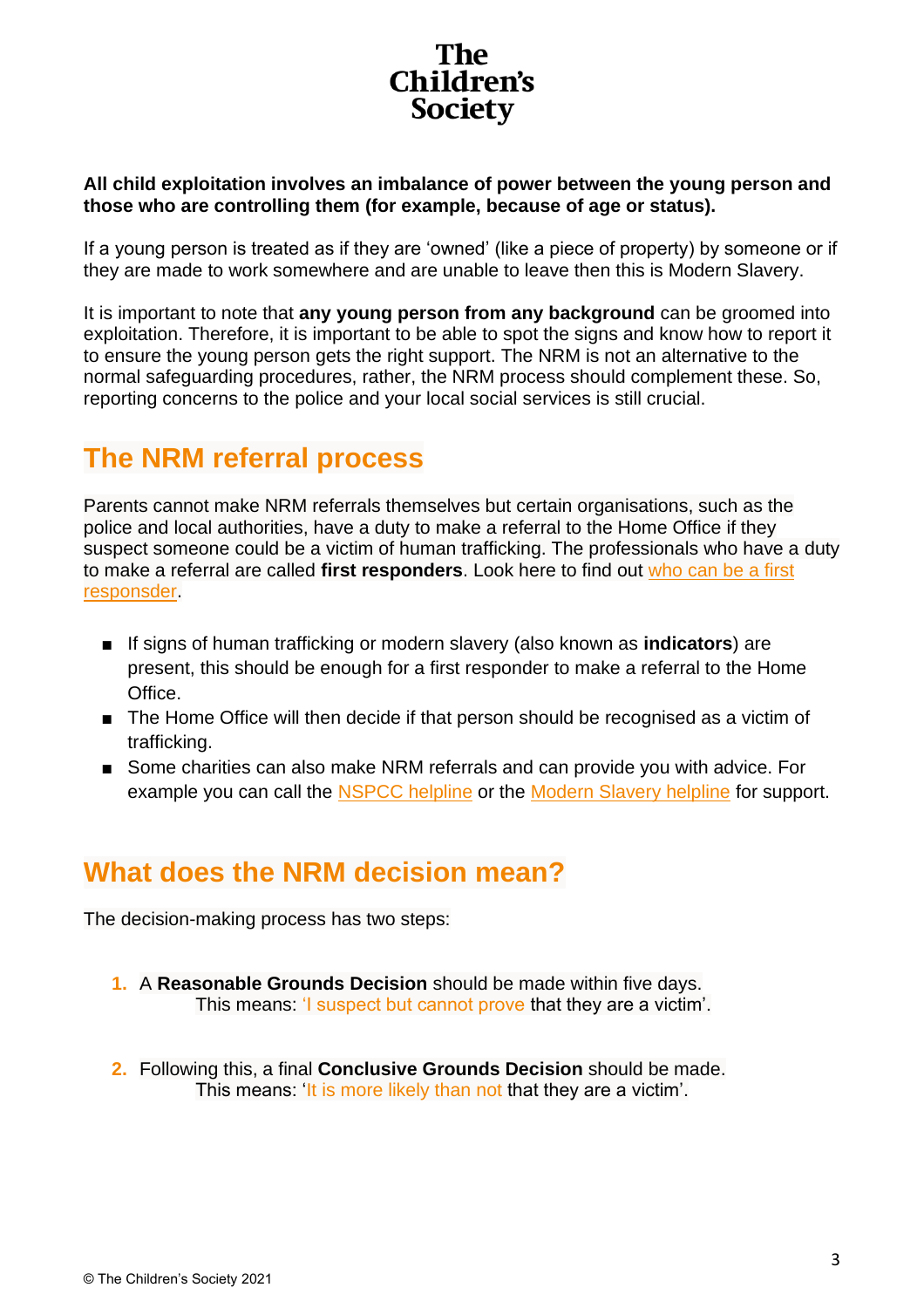**All child exploitation involves an imbalance of power between the young person and those who are controlling them (for example, because of age or status).**

If a young person is treated as if they are 'owned' (like a piece of property) by someone or if they are made to work somewhere and are unable to leave then this is Modern Slavery.

It is important to note that **any young person from any background** can be groomed into exploitation. Therefore, it is important to be able to spot the signs and know how to report it to ensure the young person gets the right support. The NRM is not an alternative to the normal safeguarding procedures, rather, the NRM process should complement these. So, reporting concerns to the police and your local social services is still crucial.

## The NRM referral process

Parents cannot make NRM referrals themselves but certain organisations, such as the police and local authorities, have a duty to make a referral to the Home Office if they suspect someone could be a victim of human trafficking. The professionals who have a duty to make a referral are called **first responders**. Look here to find out who can be a first responsder.

- If signs of human trafficking or modern slavery (also known as **indicators**) are present, this should be enough for a first responder to make a referral to the Home Office.
- The Home Office will then decide if that person should be recognised as a victim of trafficking.
- Some charities can also make NRM referrals and can provide you with advice. For example you can call the NSPCC helpline or the Modern Slavery helpline for support.

## What does the NRM decision mean?

The decision-making process has two steps:

1. A **Reasonable Grounds Decision** should be made within five days.
   This means: 'I suspect but cannot prove that they are a victim'.

2. Following this, a final **Conclusive Grounds Decision** should be made.
   This means: 'It is more likely than not that they are a victim'.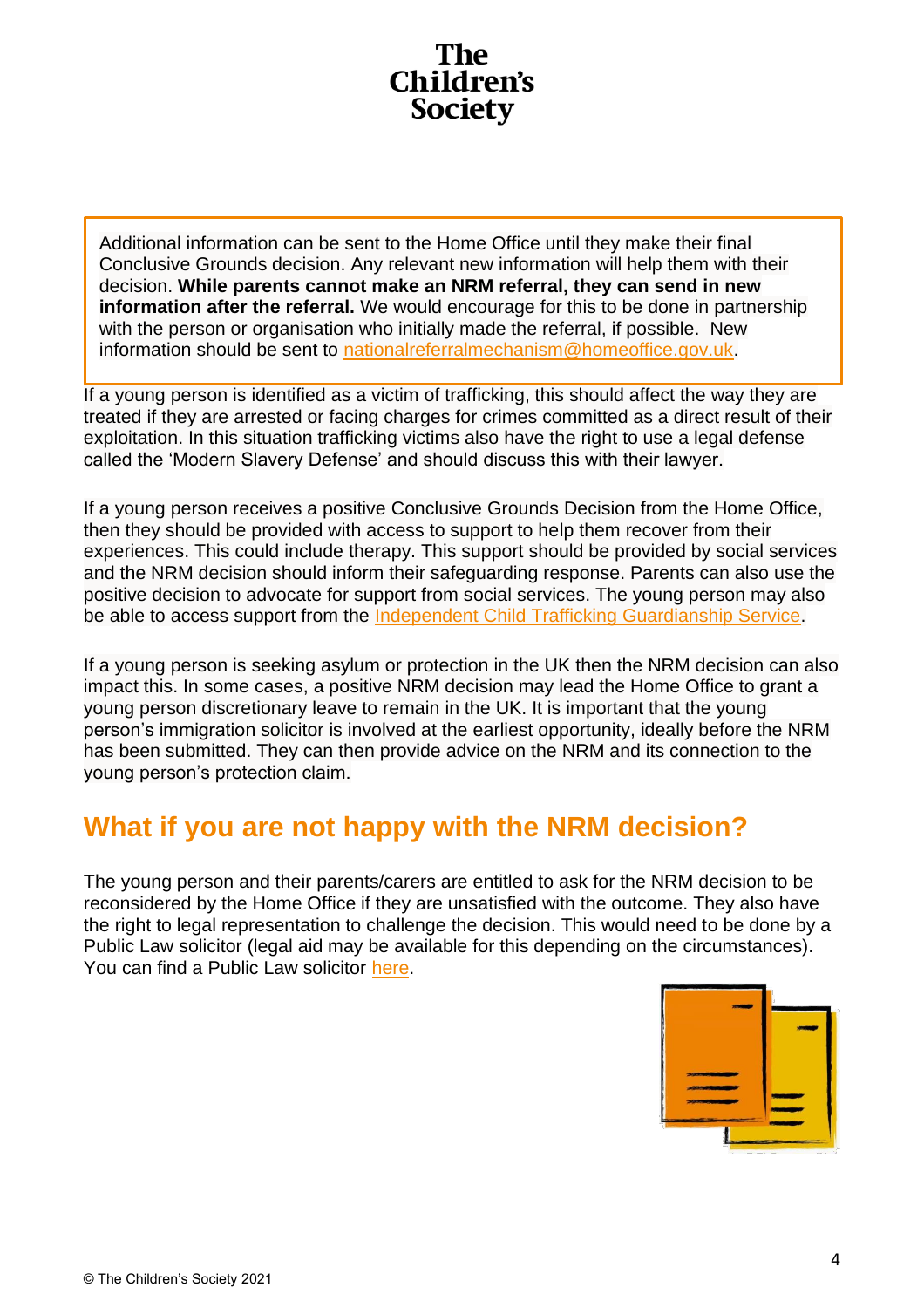Additional information can be sent to the Home Office until they make their final Conclusive Grounds decision. Any relevant new information will help them with their decision. **While parents cannot make an NRM referral, they can send in new information after the referral.** We would encourage for this to be done in partnership with the person or organisation who initially made the referral, if possible. New information should be sent to [nationalreferralmechanism@homeoffice.gov.uk](mailto:nationalreferralmechanism@homeoffice.gov.uk).

If a young person is identified as a victim of trafficking, this should affect the way they are treated if they are arrested or facing charges for crimes committed as a direct result of their exploitation. In this situation trafficking victims also have the right to use a legal defense called the 'Modern Slavery Defense' and should discuss this with their lawyer.

If a young person receives a positive Conclusive Grounds Decision from the Home Office, then they should be provided with access to support to help them recover from their experiences. This could include therapy. This support should be provided by social services and the NRM decision should inform their safeguarding response. Parents can also use the positive decision to advocate for support from social services. The young person may also be able to access support from the Independent Child Trafficking Guardianship Service.

If a young person is seeking asylum or protection in the UK then the NRM decision can also impact this. In some cases, a positive NRM decision may lead the Home Office to grant a young person discretionary leave to remain in the UK. It is important that the young person's immigration solicitor is involved at the earliest opportunity, ideally before the NRM has been submitted. They can then provide advice on the NRM and its connection to the young person's protection claim.

## What if you are not happy with the NRM decision?

The young person and their parents/carers are entitled to ask for the NRM decision to be reconsidered by the Home Office if they are unsatisfied with the outcome. They also have the right to legal representation to challenge the decision. This would need to be done by a Public Law solicitor (legal aid may be available for this depending on the circumstances). You can find a Public Law solicitor here.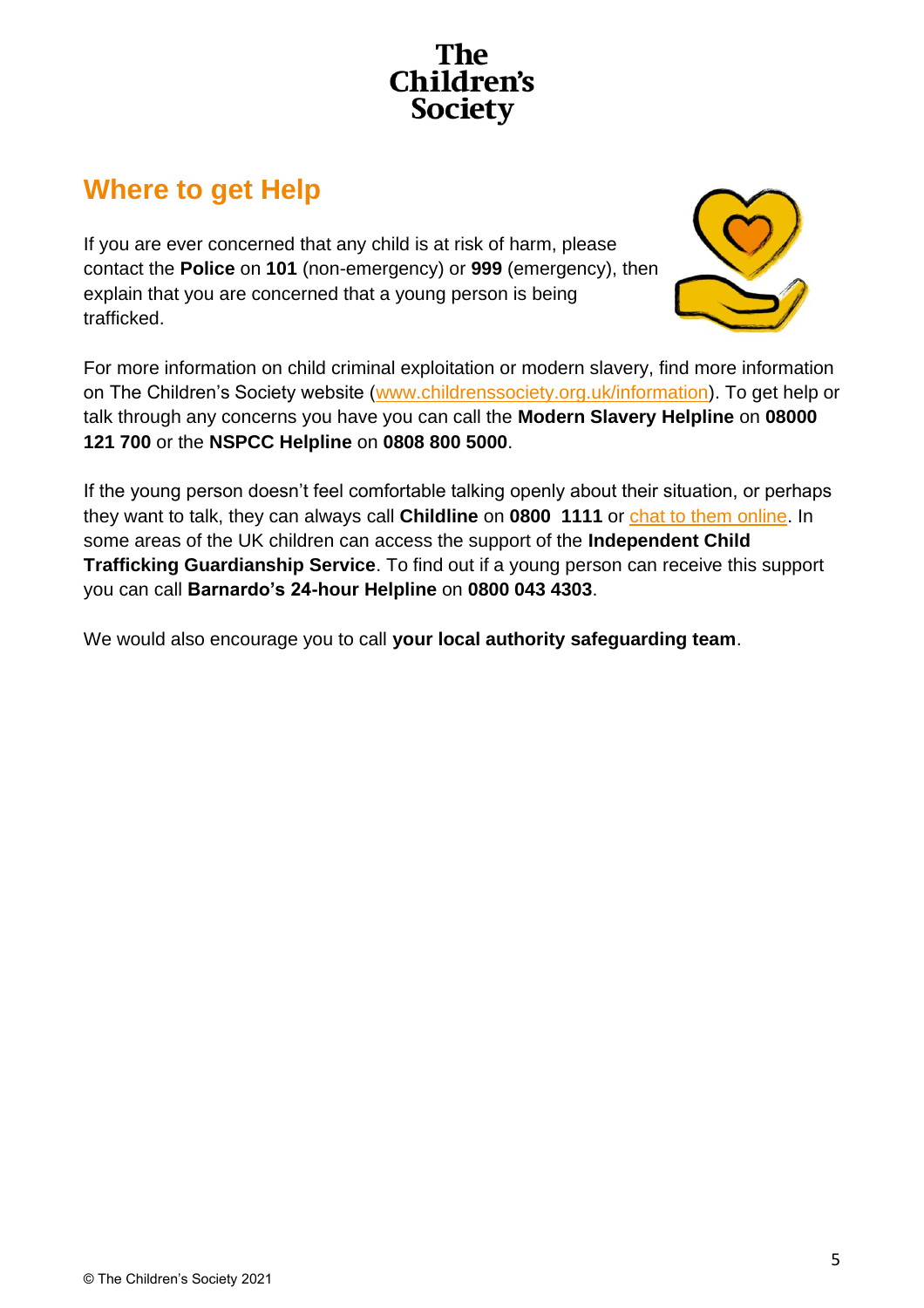# Where to get Help

If you are ever concerned that any child is at risk of harm, please contact the **Police** on **101** (non-emergency) or **999** (emergency), then explain that you are concerned that a young person is being trafficked.

For more information on child criminal exploitation or modern slavery, find more information on The Children's Society website (www.childrenssociety.org.uk/information). To get help or talk through any concerns you have you can call the **Modern Slavery Helpline** on **08000 121 700** or the **NSPCC Helpline** on **0808 800 5000**.

If the young person doesn't feel comfortable talking openly about their situation, or perhaps they want to talk, they can always call **Childline** on **0800 1111** or chat to them online. In some areas of the UK children can access the support of the **Independent Child Trafficking Guardianship Service**. To find out if a young person can receive this support you can call **Barnardo's 24-hour Helpline** on **0800 043 4303**.

We would also encourage you to call **your local authority safeguarding team**.

© The Children's Society 2021